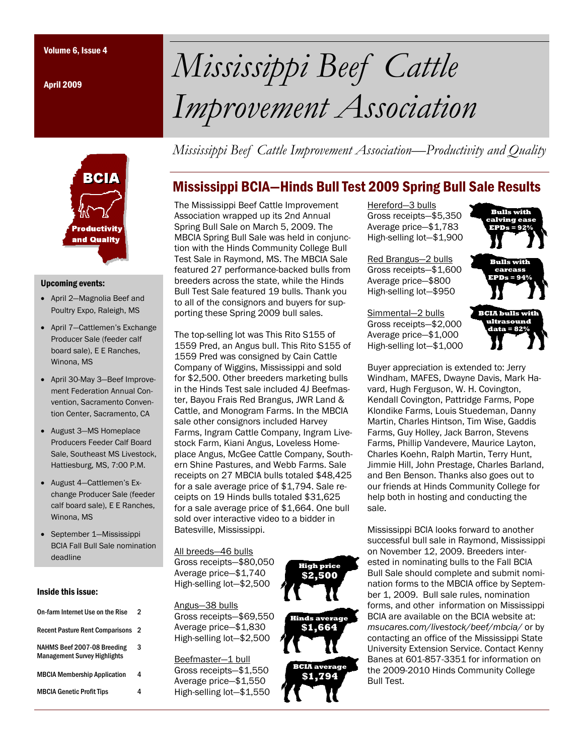# Mississippi Beef Cattle Improvement Association

*Mississippi Beef Cattle Improvement Association—Productivity and Quality*

BCIA Productivity and Quality

### Upcoming events:

- April 2—Magnolia Beef and Poultry Expo, Raleigh, MS
- April 7—Cattlemen's Exchange Producer Sale (feeder calf board sale), E E Ranches, Winona, MS
- April 30-May 3—Beef Improvement Federation Annual Convention, Sacramento Convention Center, Sacramento, CA
- August 3—MS Homeplace Producers Feeder Calf Board Sale, Southeast MS Livestock, Hattiesburg, MS, 7:00 P.M.
- August 4—Cattlemen's Exchange Producer Sale (feeder calf board sale), E E Ranches, Winona, MS
- September 1—Mississippi BCIA Fall Bull Sale nomination deadline

### Inside this issue:

| | |
|---|---|
| On-farm Internet Use on the Rise | 2 |
| Recent Pasture Rent Comparisons | 2 |
| NAHMS Beef 2007-08 Breeding Management Survey Highlights | 3 |
| MBCIA Membership Application | 4 |
| MBCIA Genetic Profit Tips | 4 |

## Mississippi BCIA—Hinds Bull Test 2009 Spring Bull Sale Results

The Mississippi Beef Cattle Improvement Association wrapped up its 2nd Annual Spring Bull Sale on March 5, 2009. The MBCIA Spring Bull Sale was held in conjunction with the Hinds Community College Bull Test Sale in Raymond, MS. The MBCIA Sale featured 27 performance-backed bulls from breeders across the state, while the Hinds Bull Test Sale featured 19 bulls. Thank you to all of the consignors and buyers for supporting these Spring 2009 bull sales.

The top-selling lot was This Rito S155 of 1559 Pred, an Angus bull. This Rito S155 of 1559 Pred was consigned by Cain Cattle Company of Wiggins, Mississippi and sold for $2,500. Other breeders marketing bulls in the Hinds Test sale included 4J Beefmaster, Bayou Frais Red Brangus, JWR Land & Cattle, and Monogram Farms. In the MBCIA sale other consignors included Harvey Farms, Ingram Cattle Company, Ingram Livestock Farm, Kiani Angus, Loveless Homeplace Angus, McGee Cattle Company, Southern Shine Pastures, and Webb Farms. Sale receipts on 27 MBCIA bulls totaled $48,425 for a sale average price of $1,794. Sale receipts on 19 Hinds bulls totaled $31,625 for a sale average price of $1,664. One bull sold over interactive video to a bidder in Batesville, Mississippi.

All breeds—46 bulls
Gross receipts—$80,050
Average price—$1,740
High-selling lot—$2,500

Angus—38 bulls
Gross receipts—$69,550
Average price—$1,830
High-selling lot—$2,500

Beefmaster—1 bull
Gross receipts—$1,550
Average price—$1,550
High-selling lot—$1,550

High price $2,500

Hinds average $1,664

BCIA average $1,794

Hereford—3 bulls
Gross receipts—$5,350
Average price—$1,783
High-selling lot—$1,900

Red Brangus—2 bulls
Gross receipts—$1,600
Average price—$800
High-selling lot—$950

Simmental—2 bulls
Gross receipts—$2,000
Average price—$1,000
High-selling lot—$1,000

Bulls with calving ease EPDs = 92%

Bulls with carcass EPDs = 94%

BCIA bulls with ultrasound data = 82%

Buyer appreciation is extended to: Jerry Windham, MAFES, Dwayne Davis, Mark Havard, Hugh Ferguson, W. H. Covington, Kendall Covington, Pattridge Farms, Pope Klondike Farms, Louis Stuedeman, Danny Martin, Charles Hintson, Tim Wise, Gaddis Farms, Guy Holley, Jack Barron, Stevens Farms, Phillip Vandevere, Maurice Layton, Charles Koehn, Ralph Martin, Terry Hunt, Jimmie Hill, John Prestage, Charles Barland, and Ben Benson. Thanks also goes out to our friends at Hinds Community College for help both in hosting and conducting the sale.

Mississippi BCIA looks forward to another successful bull sale in Raymond, Mississippi on November 12, 2009. Breeders interested in nominating bulls to the Fall BCIA Bull Sale should complete and submit nomination forms to the MBCIA office by September 1, 2009. Bull sale rules, nomination forms, and other information on Mississippi BCIA are available on the BCIA website at: *msucares.com/livestock/beef/mbcia/* or by contacting an office of the Mississippi State University Extension Service. Contact Kenny Banes at 601-857-3351 for information on the 2009-2010 Hinds Community College Bull Test.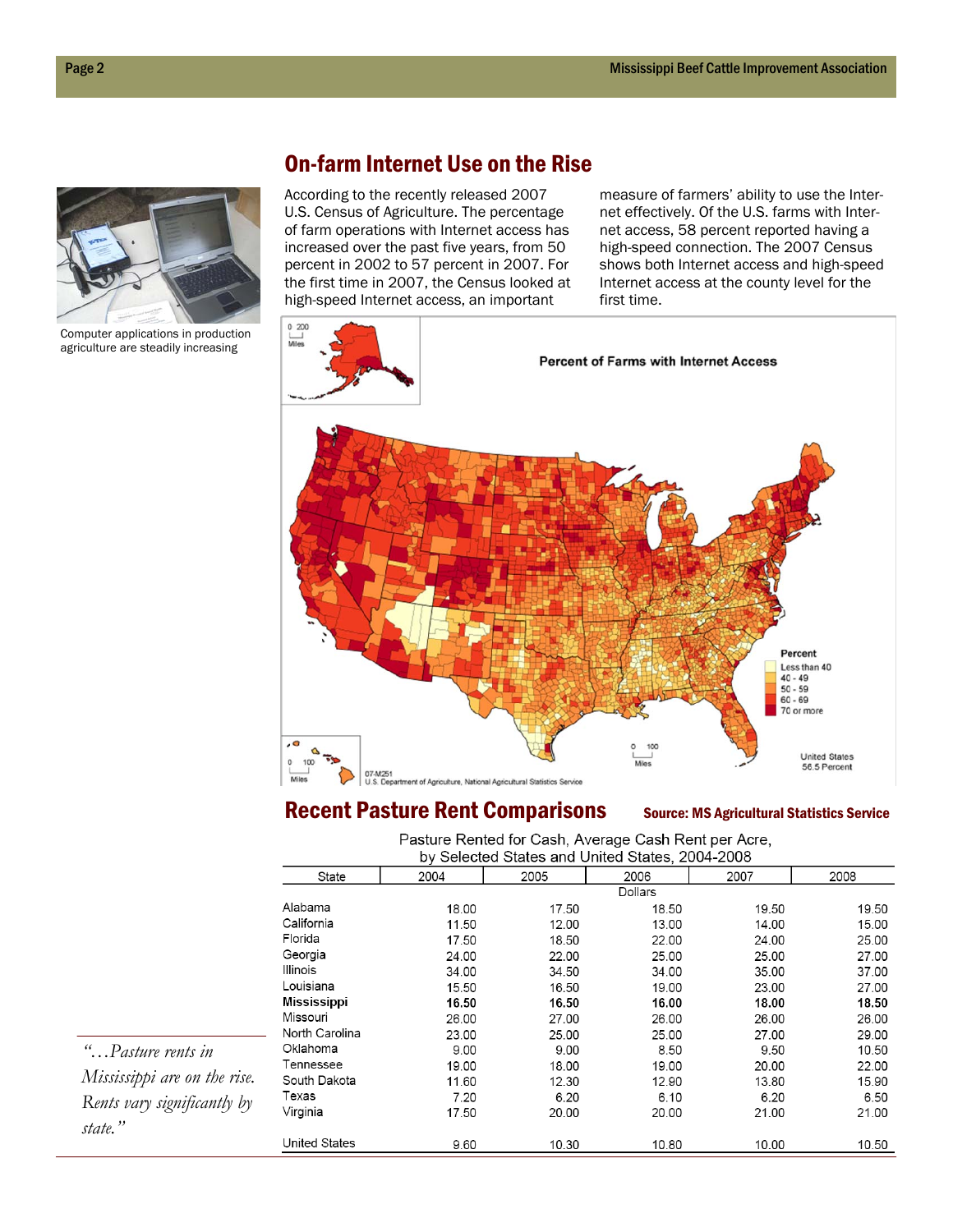## On-farm Internet Use on the Rise

Computer applications in production agriculture are steadily increasing

According to the recently released 2007 U.S. Census of Agriculture. The percentage of farm operations with Internet access has increased over the past five years, from 50 percent in 2002 to 57 percent in 2007. For the first time in 2007, the Census looked at high-speed Internet access, an important measure of farmers' ability to use the Internet effectively. Of the U.S. farms with Internet access, 58 percent reported having a high-speed connection. The 2007 Census shows both Internet access and high-speed Internet access at the county level for the first time.

## Recent Pasture Rent Comparisons

**Source: MS Agricultural Statistics Service**

Pasture Rented for Cash, Average Cash Rent per Acre, by Selected States and United States, 2004-2008

| State | 2004 | 2005 | 2006 | 2007 | 2008 |
|---|---|---|---|---|---|
| | | | Dollars | | |
| Alabama | 18.00 | 17.50 | 18.50 | 19.50 | 19.50 |
| California | 11.50 | 12.00 | 13.00 | 14.00 | 15.00 |
| Florida | 17.50 | 18.50 | 22.00 | 24.00 | 25.00 |
| Georgia | 24.00 | 22.00 | 25.00 | 25.00 | 27.00 |
| Illinois | 34.00 | 34.50 | 34.00 | 35.00 | 37.00 |
| Louisiana | 15.50 | 16.50 | 19.00 | 23.00 | 27.00 |
| **Mississippi** | **16.50** | **16.50** | **16.00** | **18.00** | **18.50** |
| Missouri | 26.00 | 27.00 | 26.00 | 26.00 | 26.00 |
| North Carolina | 23.00 | 25.00 | 25.00 | 27.00 | 29.00 |
| Oklahoma | 9.00 | 9.00 | 8.50 | 9.50 | 10.50 |
| Tennessee | 19.00 | 18.00 | 19.00 | 20.00 | 22.00 |
| South Dakota | 11.60 | 12.30 | 12.90 | 13.80 | 15.90 |
| Texas | 7.20 | 6.20 | 6.10 | 6.20 | 6.50 |
| Virginia | 17.50 | 20.00 | 20.00 | 21.00 | 21.00 |
| United States | 9.60 | 10.30 | 10.80 | 10.00 | 10.50 |

*"…Pasture rents in Mississippi are on the rise. Rents vary significantly by state."*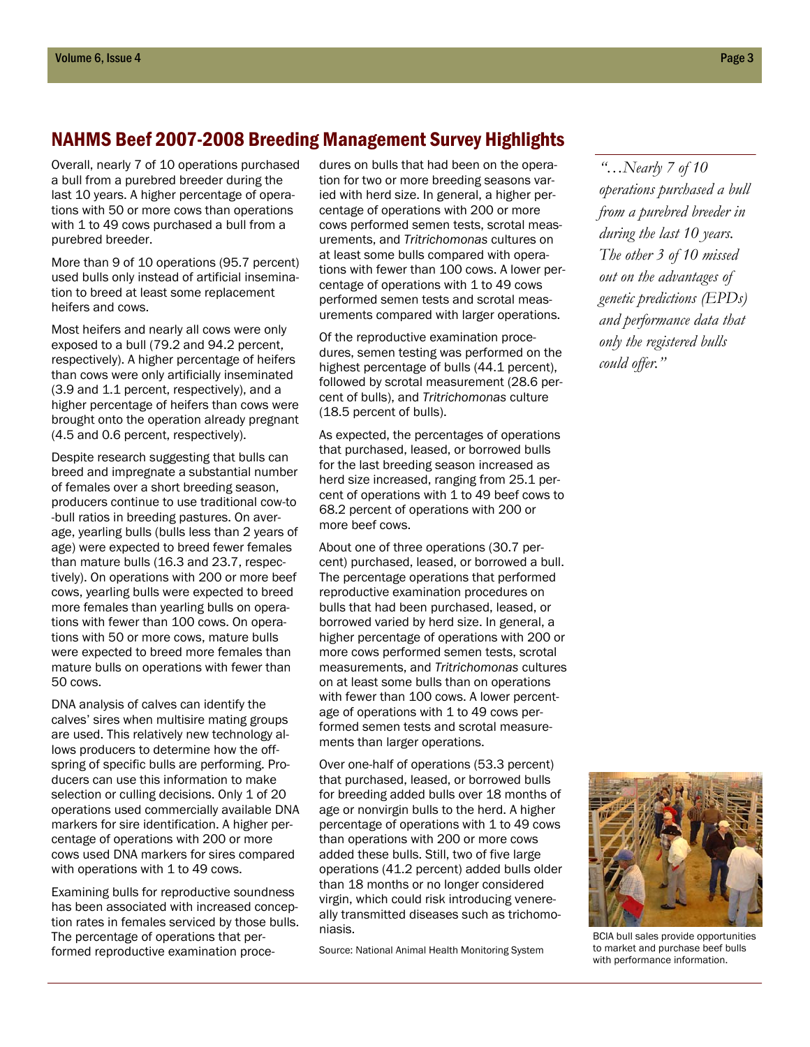## NAHMS Beef 2007-2008 Breeding Management Survey Highlights

Overall, nearly 7 of 10 operations purchased a bull from a purebred breeder during the last 10 years. A higher percentage of operations with 50 or more cows than operations with 1 to 49 cows purchased a bull from a purebred breeder.

More than 9 of 10 operations (95.7 percent) used bulls only instead of artificial insemination to breed at least some replacement heifers and cows.

Most heifers and nearly all cows were only exposed to a bull (79.2 and 94.2 percent, respectively). A higher percentage of heifers than cows were only artificially inseminated (3.9 and 1.1 percent, respectively), and a higher percentage of heifers than cows were brought onto the operation already pregnant (4.5 and 0.6 percent, respectively).

Despite research suggesting that bulls can breed and impregnate a substantial number of females over a short breeding season, producers continue to use traditional cow-to-bull ratios in breeding pastures. On average, yearling bulls (bulls less than 2 years of age) were expected to breed fewer females than mature bulls (16.3 and 23.7, respectively). On operations with 200 or more beef cows, yearling bulls were expected to breed more females than yearling bulls on operations with fewer than 100 cows. On operations with 50 or more cows, mature bulls were expected to breed more females than mature bulls on operations with fewer than 50 cows.

DNA analysis of calves can identify the calves' sires when multisire mating groups are used. This relatively new technology allows producers to determine how the offspring of specific bulls are performing. Producers can use this information to make selection or culling decisions. Only 1 of 20 operations used commercially available DNA markers for sire identification. A higher percentage of operations with 200 or more cows used DNA markers for sires compared with operations with 1 to 49 cows.

Examining bulls for reproductive soundness has been associated with increased conception rates in females serviced by those bulls. The percentage of operations that performed reproductive examination procedures on bulls that had been on the operation for two or more breeding seasons varied with herd size. In general, a higher percentage of operations with 200 or more cows performed semen tests, scrotal measurements, and *Tritrichomonas* cultures on at least some bulls compared with operations with fewer than 100 cows. A lower percentage of operations with 1 to 49 cows performed semen tests and scrotal measurements compared with larger operations.

Of the reproductive examination procedures, semen testing was performed on the highest percentage of bulls (44.1 percent), followed by scrotal measurement (28.6 percent of bulls), and *Tritrichomonas* culture (18.5 percent of bulls).

As expected, the percentages of operations that purchased, leased, or borrowed bulls for the last breeding season increased as herd size increased, ranging from 25.1 percent of operations with 1 to 49 beef cows to 68.2 percent of operations with 200 or more beef cows.

About one of three operations (30.7 percent) purchased, leased, or borrowed a bull. The percentage operations that performed reproductive examination procedures on bulls that had been purchased, leased, or borrowed varied by herd size. In general, a higher percentage of operations with 200 or more cows performed semen tests, scrotal measurements, and *Tritrichomonas* cultures on at least some bulls than on operations with fewer than 100 cows. A lower percentage of operations with 1 to 49 cows performed semen tests and scrotal measurements than larger operations.

Over one-half of operations (53.3 percent) that purchased, leased, or borrowed bulls for breeding added bulls over 18 months of age or nonvirgin bulls to the herd. A higher percentage of operations with 1 to 49 cows than operations with 200 or more cows added these bulls. Still, two of five large operations (41.2 percent) added bulls older than 18 months or no longer considered virgin, which could risk introducing venereally transmitted diseases such as trichomoniasis.

Source: National Animal Health Monitoring System

*"…Nearly 7 of 10 operations purchased a bull from a purebred breeder in during the last 10 years. The other 3 of 10 missed out on the advantages of genetic predictions (EPDs) and performance data that only the registered bulls could offer."*

BCIA bull sales provide opportunities to market and purchase beef bulls with performance information.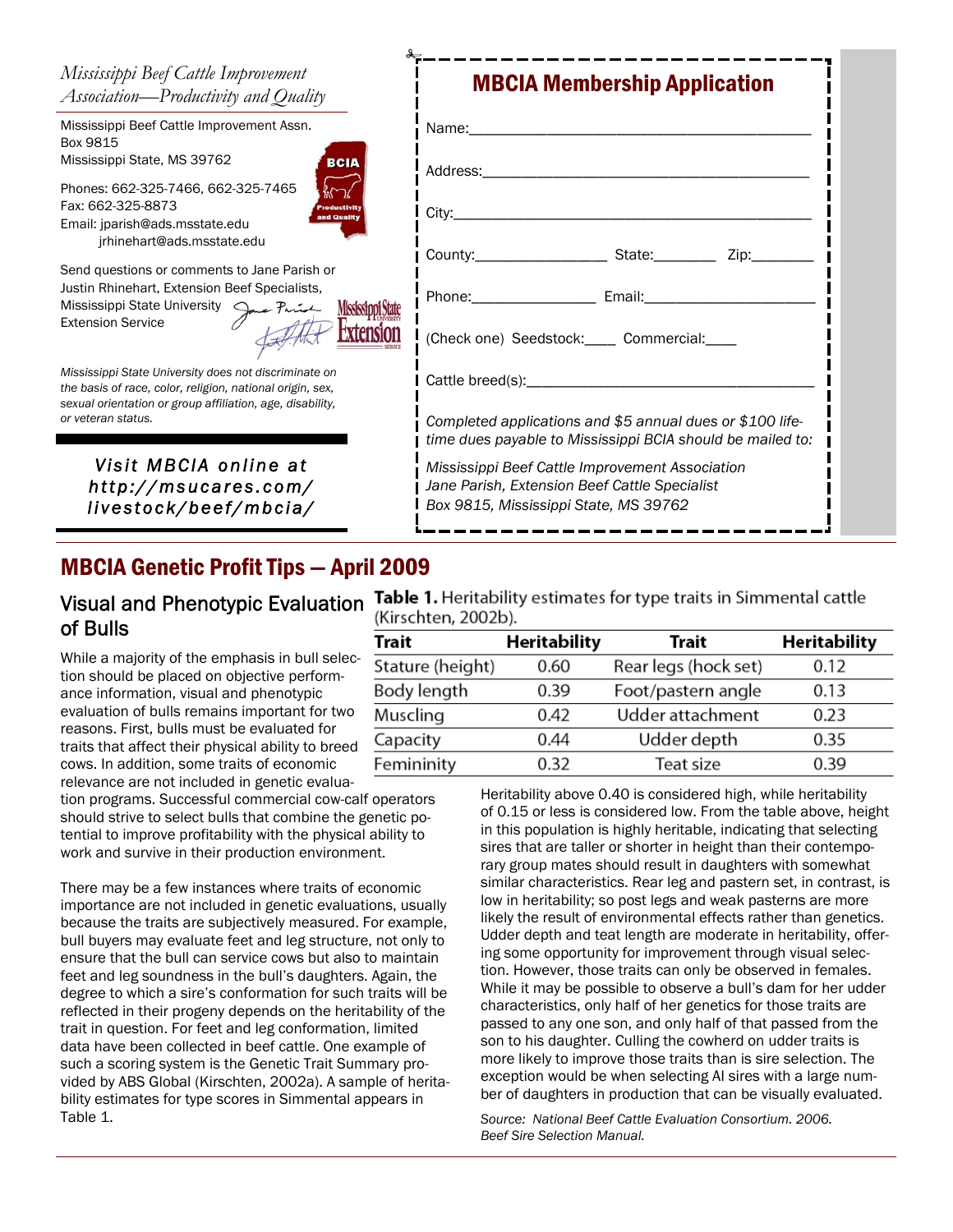*Mississippi Beef Cattle Improvement Association—Productivity and Quality*

Mississippi Beef Cattle Improvement Assn.
Box 9815
Mississippi State, MS 39762

Phones: 662-325-7466, 662-325-7465
Fax: 662-325-8873
Email: jparish@ads.msstate.edu
jrhinehart@ads.msstate.edu

Send questions or comments to Jane Parish or Justin Rhinehart, Extension Beef Specialists, Mississippi State University Extension Service

*Mississippi State University does not discriminate on the basis of race, color, religion, national origin, sex, sexual orientation or group affiliation, age, disability, or veteran status.*

***Visit MBCIA online at http://msucares.com/livestock/beef/mbcia/***

## MBCIA Membership Application

Name:\_\_\_\_\_\_\_\_\_\_\_\_\_\_\_\_\_\_\_\_\_\_\_\_\_\_\_\_\_\_\_\_\_\_\_\_

Address:\_\_\_\_\_\_\_\_\_\_\_\_\_\_\_\_\_\_\_\_\_\_\_\_\_\_\_\_\_\_\_\_\_\_

City:\_\_\_\_\_\_\_\_\_\_\_\_\_\_\_\_\_\_\_\_\_\_\_\_\_\_\_\_\_\_\_\_\_\_\_\_\_

County:\_\_\_\_\_\_\_\_\_\_\_\_\_\_ State:\_\_\_\_\_\_\_ Zip:\_\_\_\_\_\_\_

Phone:\_\_\_\_\_\_\_\_\_\_\_\_\_\_ Email:\_\_\_\_\_\_\_\_\_\_\_\_\_\_\_\_\_\_

(Check one) Seedstock:\_\_\_\_ Commercial:\_\_\_\_

Cattle breed(s):\_\_\_\_\_\_\_\_\_\_\_\_\_\_\_\_\_\_\_\_\_\_\_\_\_\_\_\_\_\_

*Completed applications and $5 annual dues or $100 life-time dues payable to Mississippi BCIA should be mailed to:*

*Mississippi Beef Cattle Improvement Association*
*Jane Parish, Extension Beef Cattle Specialist*
*Box 9815, Mississippi State, MS 39762*

# MBCIA Genetic Profit Tips — April 2009

## Visual and Phenotypic Evaluation of Bulls

While a majority of the emphasis in bull selection should be placed on objective performance information, visual and phenotypic evaluation of bulls remains important for two reasons. First, bulls must be evaluated for traits that affect their physical ability to breed cows. In addition, some traits of economic relevance are not included in genetic evaluation programs. Successful commercial cow-calf operators should strive to select bulls that combine the genetic potential to improve profitability with the physical ability to work and survive in their production environment.

There may be a few instances where traits of economic importance are not included in genetic evaluations, usually because the traits are subjectively measured. For example, bull buyers may evaluate feet and leg structure, not only to ensure that the bull can service cows but also to maintain feet and leg soundness in the bull's daughters. Again, the degree to which a sire's conformation for such traits will be reflected in their progeny depends on the heritability of the trait in question. For feet and leg conformation, limited data have been collected in beef cattle. One example of such a scoring system is the Genetic Trait Summary provided by ABS Global (Kirschten, 2002a). A sample of heritability estimates for type scores in Simmental appears in Table 1.

**Table 1.** Heritability estimates for type traits in Simmental cattle (Kirschten, 2002b).

| Trait | Heritability | Trait | Heritability |
|---|---|---|---|
| Stature (height) | 0.60 | Rear legs (hock set) | 0.12 |
| Body length | 0.39 | Foot/pastern angle | 0.13 |
| Muscling | 0.42 | Udder attachment | 0.23 |
| Capacity | 0.44 | Udder depth | 0.35 |
| Femininity | 0.32 | Teat size | 0.39 |

Heritability above 0.40 is considered high, while heritability of 0.15 or less is considered low. From the table above, height in this population is highly heritable, indicating that selecting sires that are taller or shorter in height than their contemporary group mates should result in daughters with somewhat similar characteristics. Rear leg and pastern set, in contrast, is low in heritability; so post legs and weak pasterns are more likely the result of environmental effects rather than genetics. Udder depth and teat length are moderate in heritability, offering some opportunity for improvement through visual selection. However, those traits can only be observed in females. While it may be possible to observe a bull's dam for her udder characteristics, only half of her genetics for those traits are passed to any one son, and only half of that passed from the son to his daughter. Culling the cowherd on udder traits is more likely to improve those traits than is sire selection. The exception would be when selecting AI sires with a large number of daughters in production that can be visually evaluated.

*Source: National Beef Cattle Evaluation Consortium. 2006. Beef Sire Selection Manual.*